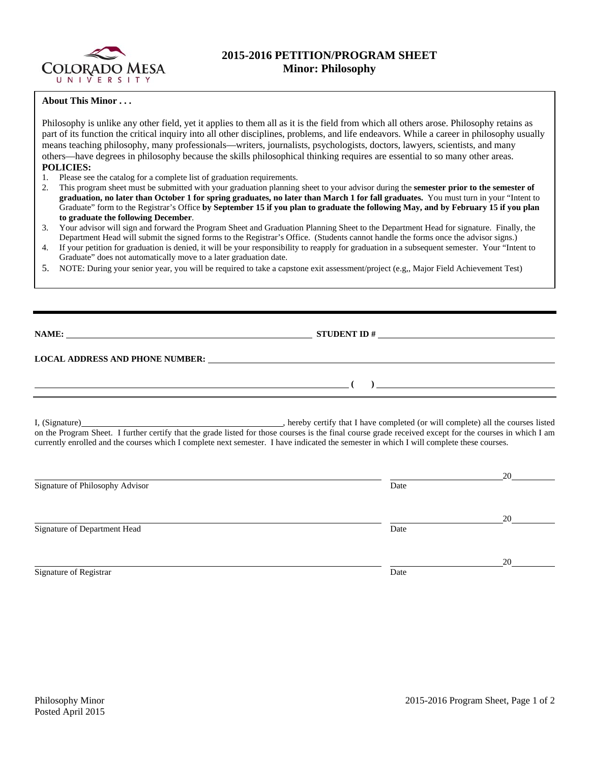# 2015-2016 PETITION/PROGRAM SHEET
## Minor: Philosophy

**About This Minor . . .**

Philosophy is unlike any other field, yet it applies to them all as it is the field from which all others arose. Philosophy retains as part of its function the critical inquiry into all other disciplines, problems, and life endeavors. While a career in philosophy usually means teaching philosophy, many professionals—writers, journalists, psychologists, doctors, lawyers, scientists, and many others—have degrees in philosophy because the skills philosophical thinking requires are essential to so many other areas.

**POLICIES:**

1. Please see the catalog for a complete list of graduation requirements.
2. This program sheet must be submitted with your graduation planning sheet to your advisor during the **semester prior to the semester of graduation, no later than October 1 for spring graduates, no later than March 1 for fall graduates.** You must turn in your "Intent to Graduate" form to the Registrar's Office **by September 15 if you plan to graduate the following May, and by February 15 if you plan to graduate the following December**.
3. Your advisor will sign and forward the Program Sheet and Graduation Planning Sheet to the Department Head for signature. Finally, the Department Head will submit the signed forms to the Registrar's Office. (Students cannot handle the forms once the advisor signs.)
4. If your petition for graduation is denied, it will be your responsibility to reapply for graduation in a subsequent semester. Your "Intent to Graduate" does not automatically move to a later graduation date.
5. NOTE: During your senior year, you will be required to take a capstone exit assessment/project (e.g,, Major Field Achievement Test)

---

**NAME:** ____________________ **STUDENT ID #** ____________________

**LOCAL ADDRESS AND PHONE NUMBER:** ____________________

____________________ **( )** ____________________

I, (Signature)____________________, hereby certify that I have completed (or will complete) all the courses listed on the Program Sheet. I further certify that the grade listed for those courses is the final course grade received except for the courses in which I am currently enrolled and the courses which I complete next semester. I have indicated the semester in which I will complete these courses.

____________________ ____________________20______
Signature of Philosophy Advisor Date

____________________ ____________________20______
Signature of Department Head Date

____________________ ____________________20______
Signature of Registrar Date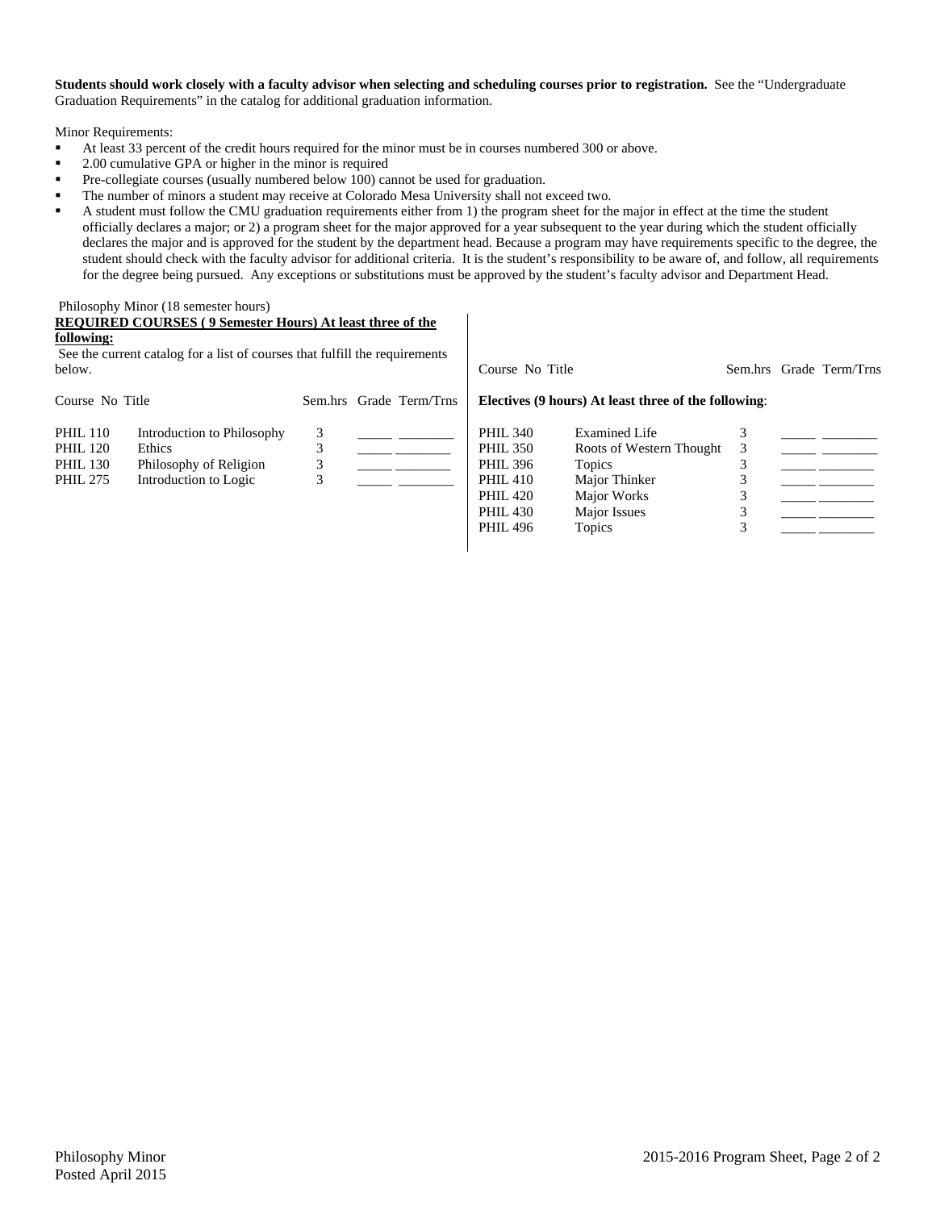**Students should work closely with a faculty advisor when selecting and scheduling courses prior to registration.** See the "Undergraduate Graduation Requirements" in the catalog for additional graduation information.

Minor Requirements:

- At least 33 percent of the credit hours required for the minor must be in courses numbered 300 or above.
- 2.00 cumulative GPA or higher in the minor is required
- Pre-collegiate courses (usually numbered below 100) cannot be used for graduation.
- The number of minors a student may receive at Colorado Mesa University shall not exceed two.
- A student must follow the CMU graduation requirements either from 1) the program sheet for the major in effect at the time the student officially declares a major; or 2) a program sheet for the major approved for a year subsequent to the year during which the student officially declares the major and is approved for the student by the department head. Because a program may have requirements specific to the degree, the student should check with the faculty advisor for additional criteria. It is the student's responsibility to be aware of, and follow, all requirements for the degree being pursued. Any exceptions or substitutions must be approved by the student's faculty advisor and Department Head.

Philosophy Minor (18 semester hours)

**REQUIRED COURSES ( 9 Semester Hours) At least three of the following:**

See the current catalog for a list of courses that fulfill the requirements below.

| Course No | Title | Sem.hrs | Grade | Term/Trns |
|---|---|---|---|---|
| PHIL 110 | Introduction to Philosophy | 3 | _____ | ________ |
| PHIL 120 | Ethics | 3 | _____ | ________ |
| PHIL 130 | Philosophy of Religion | 3 | _____ | ________ |
| PHIL 275 | Introduction to Logic | 3 | _____ | ________ |

**Electives (9 hours) At least three of the following**:

| Course No | Title | Sem.hrs | Grade | Term/Trns |
|---|---|---|---|---|
| PHIL 340 | Examined Life | 3 | _____ | ________ |
| PHIL 350 | Roots of Western Thought | 3 | _____ | ________ |
| PHIL 396 | Topics | 3 | _____ | ________ |
| PHIL 410 | Major Thinker | 3 | _____ | ________ |
| PHIL 420 | Major Works | 3 | _____ | ________ |
| PHIL 430 | Major Issues | 3 | _____ | ________ |
| PHIL 496 | Topics | 3 | _____ | ________ |

Philosophy Minor
Posted April 2015